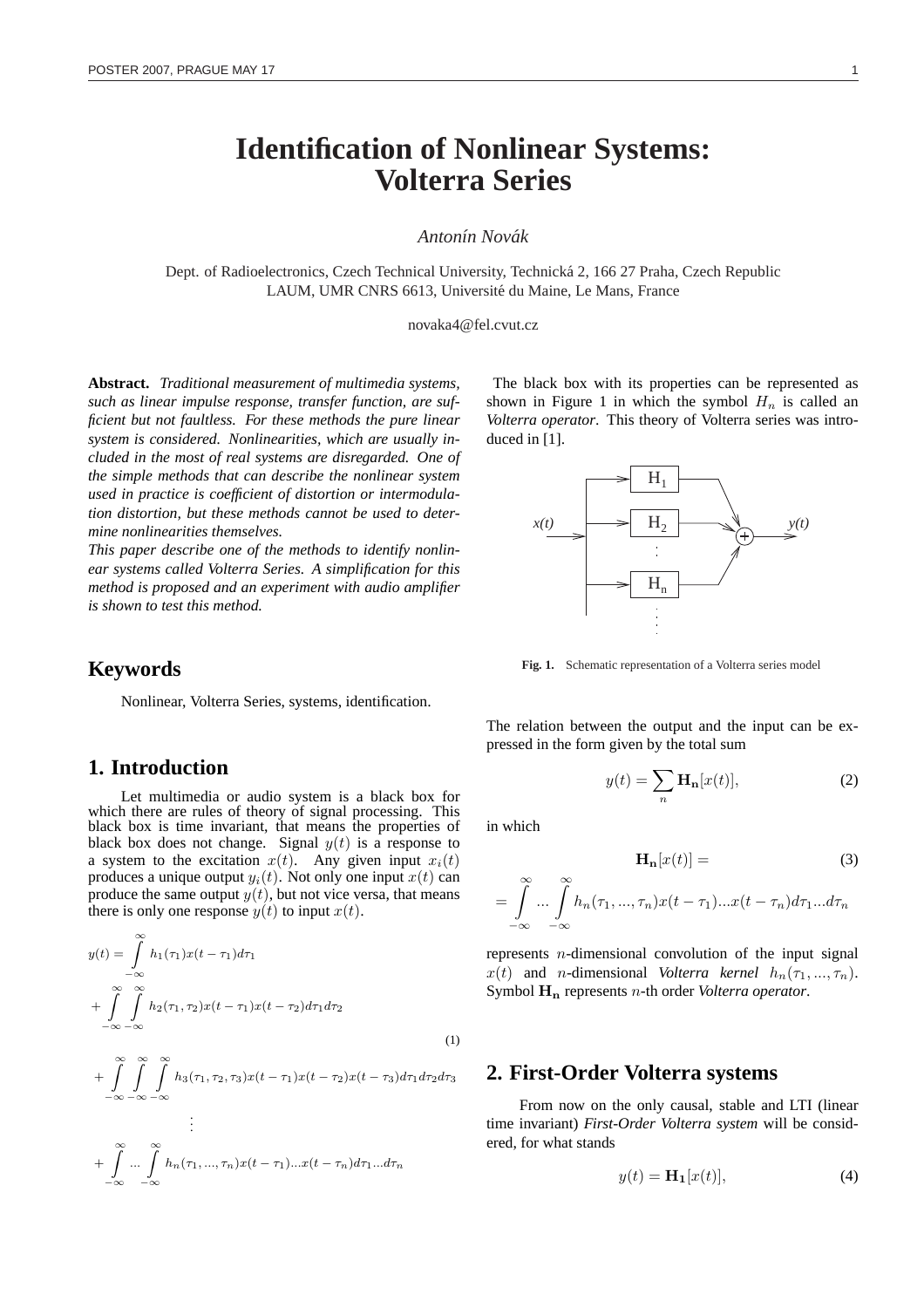# Identification of Nonlinear Systems: Volterra Series

*Antonín Novák*

Dept. of Radioelectronics, Czech Technical University, Technická 2, 166 27 Praha, Czech Republic
LAUM, UMR CNRS 6613, Université du Maine, Le Mans, France

novaka4@fel.cvut.cz

**Abstract.** *Traditional measurement of multimedia systems, such as linear impulse response, transfer function, are sufficient but not faultless. For these methods the pure linear system is considered. Nonlinearities, which are usually included in the most of real systems are disregarded. One of the simple methods that can describe the nonlinear system used in practice is coefficient of distortion or intermodulation distortion, but these methods cannot be used to determine nonlinearities themselves.*
*This paper describe one of the methods to identify nonlinear systems called Volterra Series. A simplification for this method is proposed and an experiment with audio amplifier is shown to test this method.*

## Keywords

Nonlinear, Volterra Series, systems, identification.

## 1. Introduction

Let multimedia or audio system is a black box for which there are rules of theory of signal processing. This black box is time invariant, that means the properties of black box does not change. Signal $y(t)$ is a response to a system to the excitation $x(t)$. Any given input $x_i(t)$ produces a unique output $y_i(t)$. Not only one input $x(t)$ can produce the same output $y(t)$, but not vice versa, that means there is only one response $y(t)$ to input $x(t)$.

$$
\begin{aligned}
y(t) &= \int_{-\infty}^{\infty} h_1(\tau_1)x(t-\tau_1)d\tau_1 \\
&+ \int_{-\infty}^{\infty}\int_{-\infty}^{\infty} h_2(\tau_1,\tau_2)x(t-\tau_1)x(t-\tau_2)d\tau_1 d\tau_2 \\
&+ \int_{-\infty}^{\infty}\int_{-\infty}^{\infty}\int_{-\infty}^{\infty} h_3(\tau_1,\tau_2,\tau_3)x(t-\tau_1)x(t-\tau_2)x(t-\tau_3)d\tau_1 d\tau_2 d\tau_3 \\
&\quad\vdots \\
&+ \int_{-\infty}^{\infty}\dots\int_{-\infty}^{\infty} h_n(\tau_1,\dots,\tau_n)x(t-\tau_1)\dots x(t-\tau_n)d\tau_1\dots d\tau_n
\end{aligned}
\tag{1}
$$

The black box with its properties can be represented as shown in Figure 1 in which the symbol $H_n$ is called an *Volterra operator*. This theory of Volterra series was introduced in [1].

Fig. 1. Schematic representation of a Volterra series model

The relation between the output and the input can be expressed in the form given by the total sum

$$
y(t) = \sum_n \mathbf{H_n}[x(t)], \tag{2}
$$

in which

$$
\mathbf{H_n}[x(t)] = \tag{3}
$$

$$
= \int_{-\infty}^{\infty}\dots\int_{-\infty}^{\infty} h_n(\tau_1,\dots,\tau_n)x(t-\tau_1)\dots x(t-\tau_n)d\tau_1\dots d\tau_n
$$

represents $n$-dimensional convolution of the input signal $x(t)$ and $n$-dimensional *Volterra kernel* $h_n(\tau_1,\dots,\tau_n)$. Symbol $\mathbf{H_n}$ represents $n$-th order *Volterra operator*.

## 2. First-Order Volterra systems

From now on the only causal, stable and LTI (linear time invariant) *First-Order Volterra system* will be considered, for what stands

$$
y(t) = \mathbf{H_1}[x(t)], \tag{4}
$$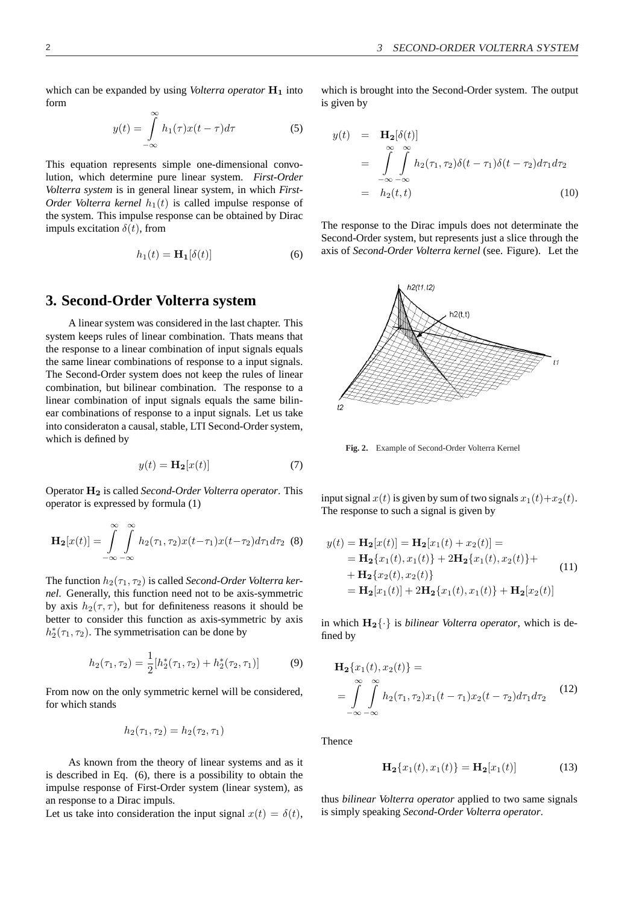which can be expanded by using *Volterra operator* $\mathbf{H_1}$ into form

$$y(t) = \int_{-\infty}^{\infty} h_1(\tau)x(t-\tau)d\tau \tag{5}$$

This equation represents simple one-dimensional convolution, which determine pure linear system. *First-Order Volterra system* is in general linear system, in which *First-Order Volterra kernel* $h_1(t)$ is called impulse response of the system. This impulse response can be obtained by Dirac impuls excitation $\delta(t)$, from

$$h_1(t) = \mathbf{H_1}[\delta(t)] \tag{6}$$

## 3. Second-Order Volterra system

A linear system was considered in the last chapter. This system keeps rules of linear combination. Thats means that the response to a linear combination of input signals equals the same linear combinations of response to a input signals. The Second-Order system does not keep the rules of linear combination, but bilinear combination. The response to a linear combination of input signals equals the same bilinear combinations of response to a input signals. Let us take into consideraton a causal, stable, LTI Second-Order system, which is defined by

$$y(t) = \mathbf{H_2}[x(t)] \tag{7}$$

Operator $\mathbf{H_2}$ is called *Second-Order Volterra operator*. This operator is expressed by formula (1)

$$\mathbf{H_2}[x(t)] = \int_{-\infty}^{\infty}\int_{-\infty}^{\infty} h_2(\tau_1,\tau_2)x(t-\tau_1)x(t-\tau_2)d\tau_1 d\tau_2 \tag{8}$$

The function $h_2(\tau_1, \tau_2)$ is called *Second-Order Volterra kernel*. Generally, this function need not to be axis-symmetric by axis $h_2(\tau, \tau)$, but for definiteness reasons it should be better to consider this function as axis-symmetric by axis $h_2^*(\tau_1, \tau_2)$. The symmetrisation can be done by

$$h_2(\tau_1, \tau_2) = \frac{1}{2}[h_2^*(\tau_1, \tau_2) + h_2^*(\tau_2, \tau_1)] \tag{9}$$

From now on the only symmetric kernel will be considered, for which stands

$$h_2(\tau_1, \tau_2) = h_2(\tau_2, \tau_1)$$

As known from the theory of linear systems and as it is described in Eq. (6), there is a possibility to obtain the impulse response of First-Order system (linear system), as an response to a Dirac impuls.

Let us take into consideration the input signal $x(t) = \delta(t)$, which is brought into the Second-Order system. The output is given by

$$\begin{aligned} y(t) &= \mathbf{H_2}[\delta(t)] \\ &= \int_{-\infty}^{\infty}\int_{-\infty}^{\infty} h_2(\tau_1,\tau_2)\delta(t-\tau_1)\delta(t-\tau_2)d\tau_1 d\tau_2 \\ &= h_2(t,t) \end{aligned} \tag{10}$$

The response to the Dirac impuls does not determinate the Second-Order system, but represents just a slice through the axis of *Second-Order Volterra kernel* (see. Figure). Let the input signal $x(t)$ is given by sum of two signals $x_1(t)+x_2(t)$. The response to such a signal is given by

**Fig. 2.** Example of Second-Order Volterra Kernel

$$\begin{aligned} y(t) &= \mathbf{H_2}[x(t)] = \mathbf{H_2}[x_1(t) + x_2(t)] = \\ &= \mathbf{H_2}\{x_1(t), x_1(t)\} + 2\mathbf{H_2}\{x_1(t), x_2(t)\} + \\ &+ \mathbf{H_2}\{x_2(t), x_2(t)\} \\ &= \mathbf{H_2}[x_1(t)] + 2\mathbf{H_2}\{x_1(t), x_1(t)\} + \mathbf{H_2}[x_2(t)] \end{aligned} \tag{11}$$

in which $\mathbf{H_2}\{\cdot\}$ is *bilinear Volterra operator*, which is defined by

$$\begin{aligned} &\mathbf{H_2}\{x_1(t), x_2(t)\} = \\ &= \int_{-\infty}^{\infty}\int_{-\infty}^{\infty} h_2(\tau_1,\tau_2)x_1(t-\tau_1)x_2(t-\tau_2)d\tau_1 d\tau_2 \end{aligned} \tag{12}$$

Thence

$$\mathbf{H_2}\{x_1(t), x_1(t)\} = \mathbf{H_2}[x_1(t)] \tag{13}$$

thus *bilinear Volterra operator* applied to two same signals is simply speaking *Second-Order Volterra operator*.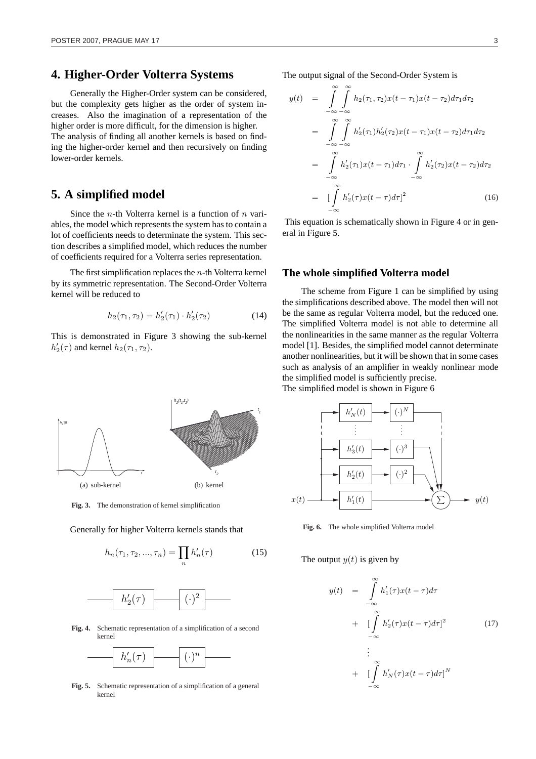## 4. Higher-Order Volterra Systems

Generally the Higher-Order system can be considered, but the complexity gets higher as the order of system increases. Also the imagination of a representation of the higher order is more difficult, for the dimension is higher. The analysis of finding all another kernels is based on finding the higher-order kernel and then recursively on finding lower-order kernels.

## 5. A simplified model

Since the $n$-th Volterra kernel is a function of $n$ variables, the model which represents the system has to contain a lot of coefficients needs to determinate the system. This section describes a simplified model, which reduces the number of coefficients required for a Volterra series representation.

The first simplification replaces the $n$-th Volterra kernel by its symmetric representation. The Second-Order Volterra kernel will be reduced to

$$h_2(\tau_1, \tau_2) = h_2'(\tau_1) \cdot h_2'(\tau_2) \tag{14}$$

This is demonstrated in Figure 3 showing the sub-kernel $h_2'(\tau)$ and kernel $h_2(\tau_1, \tau_2)$.

(a) sub-kernel (b) kernel

**Fig. 3.** The demonstration of kernel simplification

Generally for higher Volterra kernels stands that

$$h_n(\tau_1, \tau_2, ..., \tau_n) = \prod_n h_n'(\tau) \tag{15}$$

**Fig. 4.** Schematic representation of a simplification of a second kernel

**Fig. 5.** Schematic representation of a simplification of a general kernel

The output signal of the Second-Order System is

$$\begin{aligned}
y(t) &= \int_{-\infty}^{\infty}\int_{-\infty}^{\infty} h_2(\tau_1, \tau_2)x(t-\tau_1)x(t-\tau_2)d\tau_1 d\tau_2 \\
&= \int_{-\infty}^{\infty}\int_{-\infty}^{\infty} h_2'(\tau_1)h_2'(\tau_2)x(t-\tau_1)x(t-\tau_2)d\tau_1 d\tau_2 \\
&= \int_{-\infty}^{\infty} h_2'(\tau_1)x(t-\tau_1)d\tau_1 \cdot \int_{-\infty}^{\infty} h_2'(\tau_2)x(t-\tau_2)d\tau_2 \\
&= [\int_{-\infty}^{\infty} h_2'(\tau)x(t-\tau)d\tau]^2
\end{aligned} \tag{16}$$

This equation is schematically shown in Figure 4 or in general in Figure 5.

### The whole simplified Volterra model

The scheme from Figure 1 can be simplified by using the simplifications described above. The model then will not be the same as regular Volterra model, but the reduced one. The simplified Volterra model is not able to determine all the nonlinearities in the same manner as the regular Volterra model [1]. Besides, the simplified model cannot determinate another nonlinearities, but it will be shown that in some cases such as analysis of an amplifier in weakly nonlinear mode the simplified model is sufficiently precise.
The simplified model is shown in Figure 6

**Fig. 6.** The whole simplified Volterra model

The output $y(t)$ is given by

$$\begin{aligned}
y(t) &= \int_{-\infty}^{\infty} h_1'(\tau)x(t-\tau)d\tau \\
&+ [\int_{-\infty}^{\infty} h_2'(\tau)x(t-\tau)d\tau]^2 \\
&\vdots \\
&+ [\int_{-\infty}^{\infty} h_N'(\tau)x(t-\tau)d\tau]^N
\end{aligned} \tag{17}$$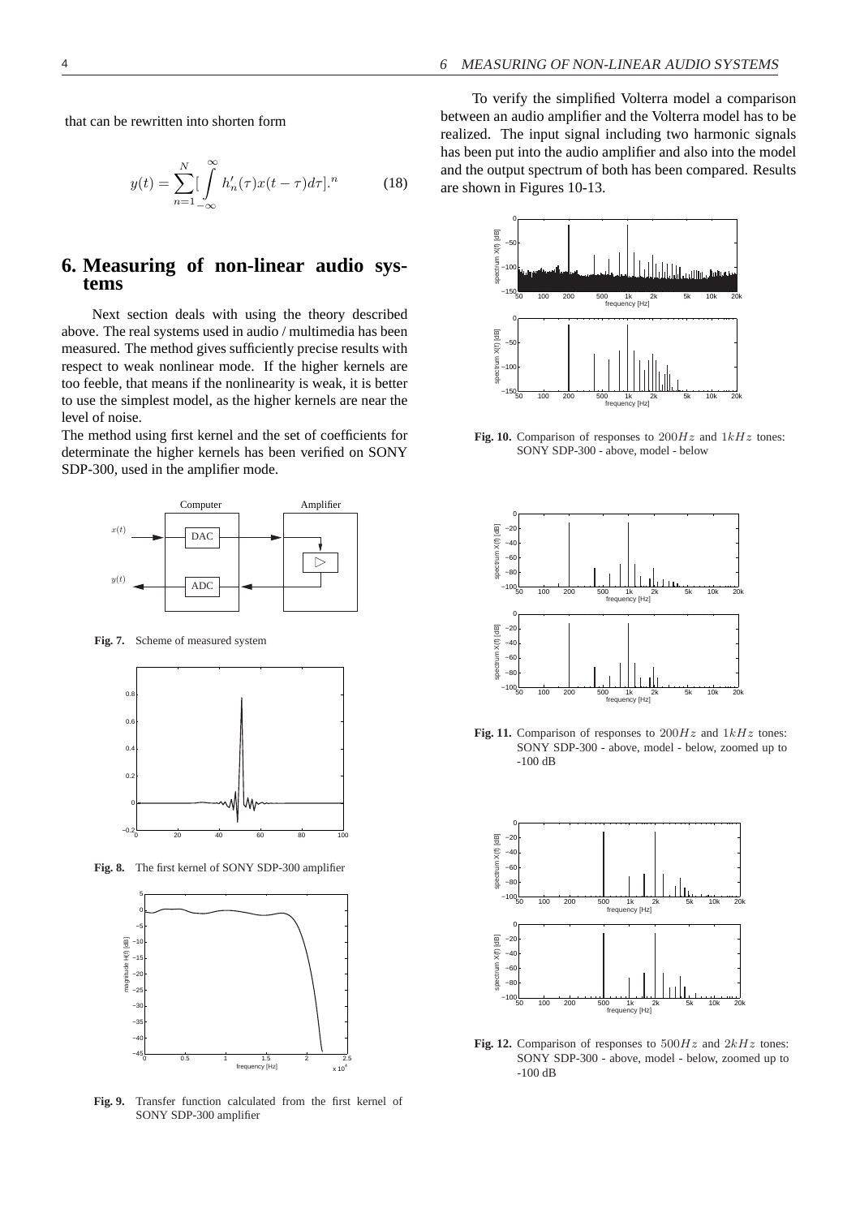that can be rewritten into shorten form

$$y(t) = \sum_{n=1}^{N} [\int_{-\infty}^{\infty} h'_n(\tau) x(t-\tau) d\tau].^n \tag{18}$$

## 6. Measuring of non-linear audio systems

Next section deals with using the theory described above. The real systems used in audio / multimedia has been measured. The method gives sufficiently precise results with respect to weak nonlinear mode. If the higher kernels are too feeble, that means if the nonlinearity is weak, it is better to use the simplest model, as the higher kernels are near the level of noise.

The method using first kernel and the set of coefficients for determinate the higher kernels has been verified on SONY SDP-300, used in the amplifier mode.

**Fig. 7.** Scheme of measured system

**Fig. 8.** The first kernel of SONY SDP-300 amplifier

**Fig. 9.** Transfer function calculated from the first kernel of SONY SDP-300 amplifier

To verify the simplified Volterra model a comparison between an audio amplifier and the Volterra model has to be realized. The input signal including two harmonic signals has been put into the audio amplifier and also into the model and the output spectrum of both has been compared. Results are shown in Figures 10-13.

**Fig. 10.** Comparison of responses to $200Hz$ and $1kHz$ tones: SONY SDP-300 - above, model - below

**Fig. 11.** Comparison of responses to $200Hz$ and $1kHz$ tones: SONY SDP-300 - above, model - below, zoomed up to -100 dB

**Fig. 12.** Comparison of responses to $500Hz$ and $2kHz$ tones: SONY SDP-300 - above, model - below, zoomed up to -100 dB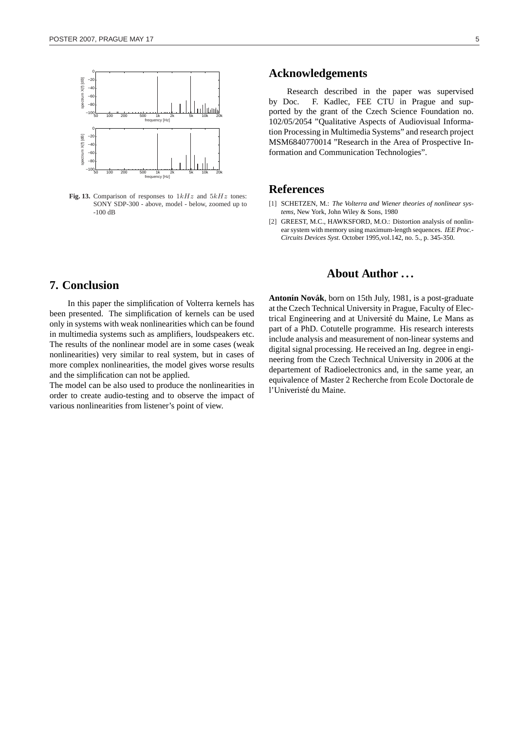0
−20
−40
−60
−80
−100
spectrum X(f) [dB]
50 100 200 500 1k 2k 5k 10k 20k
frequency [Hz]

0
−20
−40
−60
−80
−100
spectrum X(f) [dB]
50 100 200 500 1k 2k 5k 10k 20k
frequency [Hz]

**Fig. 13.** Comparison of responses to $1kHz$ and $5kHz$ tones: SONY SDP-300 - above, model - below, zoomed up to -100 dB

## 7. Conclusion

In this paper the simplification of Volterra kernels has been presented. The simplification of kernels can be used only in systems with weak nonlinearities which can be found in multimedia systems such as amplifiers, loudspeakers etc. The results of the nonlinear model are in some cases (weak nonlinearities) very similar to real system, but in cases of more complex nonlinearities, the model gives worse results and the simplification can not be applied.

The model can be also used to produce the nonlinearities in order to create audio-testing and to observe the impact of various nonlinearities from listener's point of view.

## Acknowledgements

Research described in the paper was supervised by Doc. F. Kadlec, FEE CTU in Prague and supported by the grant of the Czech Science Foundation no. 102/05/2054 "Qualitative Aspects of Audiovisual Information Processing in Multimedia Systems" and research project MSM6840770014 "Research in the Area of Prospective Information and Communication Technologies".

## References

[1] SCHETZEN, M.: *The Volterra and Wiener theories of nonlinear systems*, New York, John Wiley & Sons, 1980

[2] GREEST, M.C., HAWKSFORD, M.O.: Distortion analysis of nonlinear system with memory using maximum-length sequences. *IEE Proc.-Circuits Devices Syst.* October 1995,vol.142, no. 5., p. 345-350.

## About Author ...

**Antonín Novák**, born on 15th July, 1981, is a post-graduate at the Czech Technical University in Prague, Faculty of Electrical Engineering and at Université du Maine, Le Mans as part of a PhD. Cotutelle programme. His research interests include analysis and measurement of non-linear systems and digital signal processing. He received an Ing. degree in engineering from the Czech Technical University in 2006 at the departement of Radioelectronics and, in the same year, an equivalence of Master 2 Recherche from Ecole Doctorale de l'Univeristé du Maine.